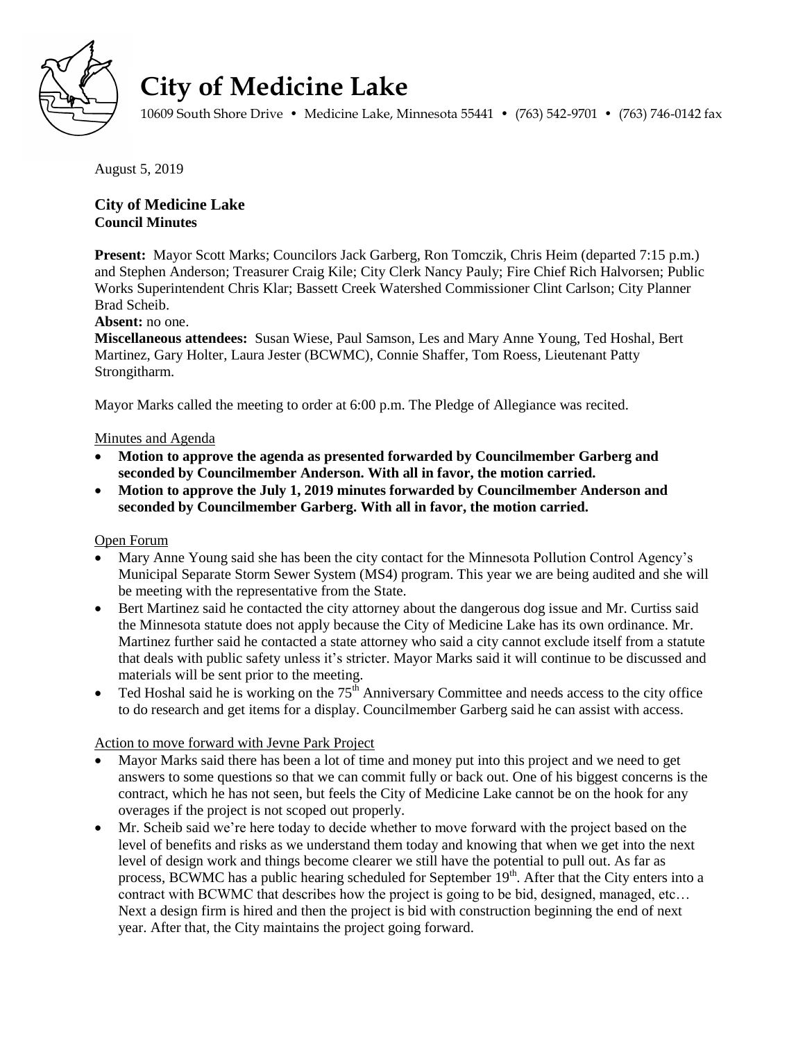# City of Medicine Lake

10609 South Shore Drive • Medicine Lake, Minnesota 55441 • (763) 542-9701 • (763) 746-0142 fax

August 5, 2019

### City of Medicine Lake
**Council Minutes**

**Present:** Mayor Scott Marks; Councilors Jack Garberg, Ron Tomczik, Chris Heim (departed 7:15 p.m.) and Stephen Anderson; Treasurer Craig Kile; City Clerk Nancy Pauly; Fire Chief Rich Halvorsen; Public Works Superintendent Chris Klar; Bassett Creek Watershed Commissioner Clint Carlson; City Planner Brad Scheib.

**Absent:** no one.

**Miscellaneous attendees:** Susan Wiese, Paul Samson, Les and Mary Anne Young, Ted Hoshal, Bert Martinez, Gary Holter, Laura Jester (BCWMC), Connie Shaffer, Tom Roess, Lieutenant Patty Strongitharm.

Mayor Marks called the meeting to order at 6:00 p.m. The Pledge of Allegiance was recited.

Minutes and Agenda

- **Motion to approve the agenda as presented forwarded by Councilmember Garberg and seconded by Councilmember Anderson. With all in favor, the motion carried.**
- **Motion to approve the July 1, 2019 minutes forwarded by Councilmember Anderson and seconded by Councilmember Garberg. With all in favor, the motion carried.**

Open Forum

- Mary Anne Young said she has been the city contact for the Minnesota Pollution Control Agency's Municipal Separate Storm Sewer System (MS4) program. This year we are being audited and she will be meeting with the representative from the State.
- Bert Martinez said he contacted the city attorney about the dangerous dog issue and Mr. Curtiss said the Minnesota statute does not apply because the City of Medicine Lake has its own ordinance. Mr. Martinez further said he contacted a state attorney who said a city cannot exclude itself from a statute that deals with public safety unless it's stricter. Mayor Marks said it will continue to be discussed and materials will be sent prior to the meeting.
- Ted Hoshal said he is working on the 75th Anniversary Committee and needs access to the city office to do research and get items for a display. Councilmember Garberg said he can assist with access.

Action to move forward with Jevne Park Project

- Mayor Marks said there has been a lot of time and money put into this project and we need to get answers to some questions so that we can commit fully or back out. One of his biggest concerns is the contract, which he has not seen, but feels the City of Medicine Lake cannot be on the hook for any overages if the project is not scoped out properly.
- Mr. Scheib said we're here today to decide whether to move forward with the project based on the level of benefits and risks as we understand them today and knowing that when we get into the next level of design work and things become clearer we still have the potential to pull out. As far as process, BCWMC has a public hearing scheduled for September 19th. After that the City enters into a contract with BCWMC that describes how the project is going to be bid, designed, managed, etc… Next a design firm is hired and then the project is bid with construction beginning the end of next year. After that, the City maintains the project going forward.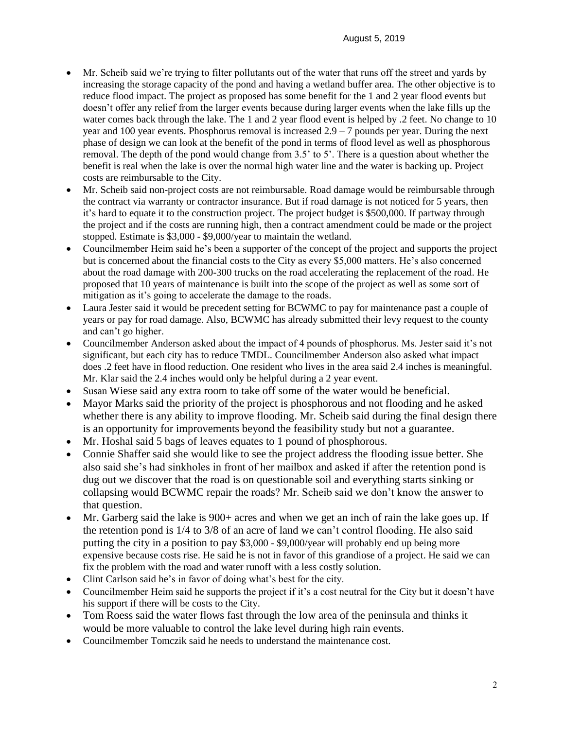- Mr. Scheib said we're trying to filter pollutants out of the water that runs off the street and yards by increasing the storage capacity of the pond and having a wetland buffer area. The other objective is to reduce flood impact. The project as proposed has some benefit for the 1 and 2 year flood events but doesn't offer any relief from the larger events because during larger events when the lake fills up the water comes back through the lake. The 1 and 2 year flood event is helped by .2 feet. No change to 10 year and 100 year events. Phosphorus removal is increased 2.9 – 7 pounds per year. During the next phase of design we can look at the benefit of the pond in terms of flood level as well as phosphorous removal. The depth of the pond would change from 3.5' to 5'. There is a question about whether the benefit is real when the lake is over the normal high water line and the water is backing up. Project costs are reimbursable to the City.
- Mr. Scheib said non-project costs are not reimbursable. Road damage would be reimbursable through the contract via warranty or contractor insurance. But if road damage is not noticed for 5 years, then it's hard to equate it to the construction project. The project budget is $500,000. If partway through the project and if the costs are running high, then a contract amendment could be made or the project stopped. Estimate is $3,000 - $9,000/year to maintain the wetland.
- Councilmember Heim said he's been a supporter of the concept of the project and supports the project but is concerned about the financial costs to the City as every $5,000 matters. He's also concerned about the road damage with 200-300 trucks on the road accelerating the replacement of the road. He proposed that 10 years of maintenance is built into the scope of the project as well as some sort of mitigation as it's going to accelerate the damage to the roads.
- Laura Jester said it would be precedent setting for BCWMC to pay for maintenance past a couple of years or pay for road damage. Also, BCWMC has already submitted their levy request to the county and can't go higher.
- Councilmember Anderson asked about the impact of 4 pounds of phosphorus. Ms. Jester said it's not significant, but each city has to reduce TMDL. Councilmember Anderson also asked what impact does .2 feet have in flood reduction. One resident who lives in the area said 2.4 inches is meaningful. Mr. Klar said the 2.4 inches would only be helpful during a 2 year event.
- Susan Wiese said any extra room to take off some of the water would be beneficial.
- Mayor Marks said the priority of the project is phosphorous and not flooding and he asked whether there is any ability to improve flooding. Mr. Scheib said during the final design there is an opportunity for improvements beyond the feasibility study but not a guarantee.
- Mr. Hoshal said 5 bags of leaves equates to 1 pound of phosphorous.
- Connie Shaffer said she would like to see the project address the flooding issue better. She also said she's had sinkholes in front of her mailbox and asked if after the retention pond is dug out we discover that the road is on questionable soil and everything starts sinking or collapsing would BCWMC repair the roads? Mr. Scheib said we don't know the answer to that question.
- Mr. Garberg said the lake is 900+ acres and when we get an inch of rain the lake goes up. If the retention pond is 1/4 to 3/8 of an acre of land we can't control flooding. He also said putting the city in a position to pay $3,000 - $9,000/year will probably end up being more expensive because costs rise. He said he is not in favor of this grandiose of a project. He said we can fix the problem with the road and water runoff with a less costly solution.
- Clint Carlson said he's in favor of doing what's best for the city.
- Councilmember Heim said he supports the project if it's a cost neutral for the City but it doesn't have his support if there will be costs to the City.
- Tom Roess said the water flows fast through the low area of the peninsula and thinks it would be more valuable to control the lake level during high rain events.
- Councilmember Tomczik said he needs to understand the maintenance cost.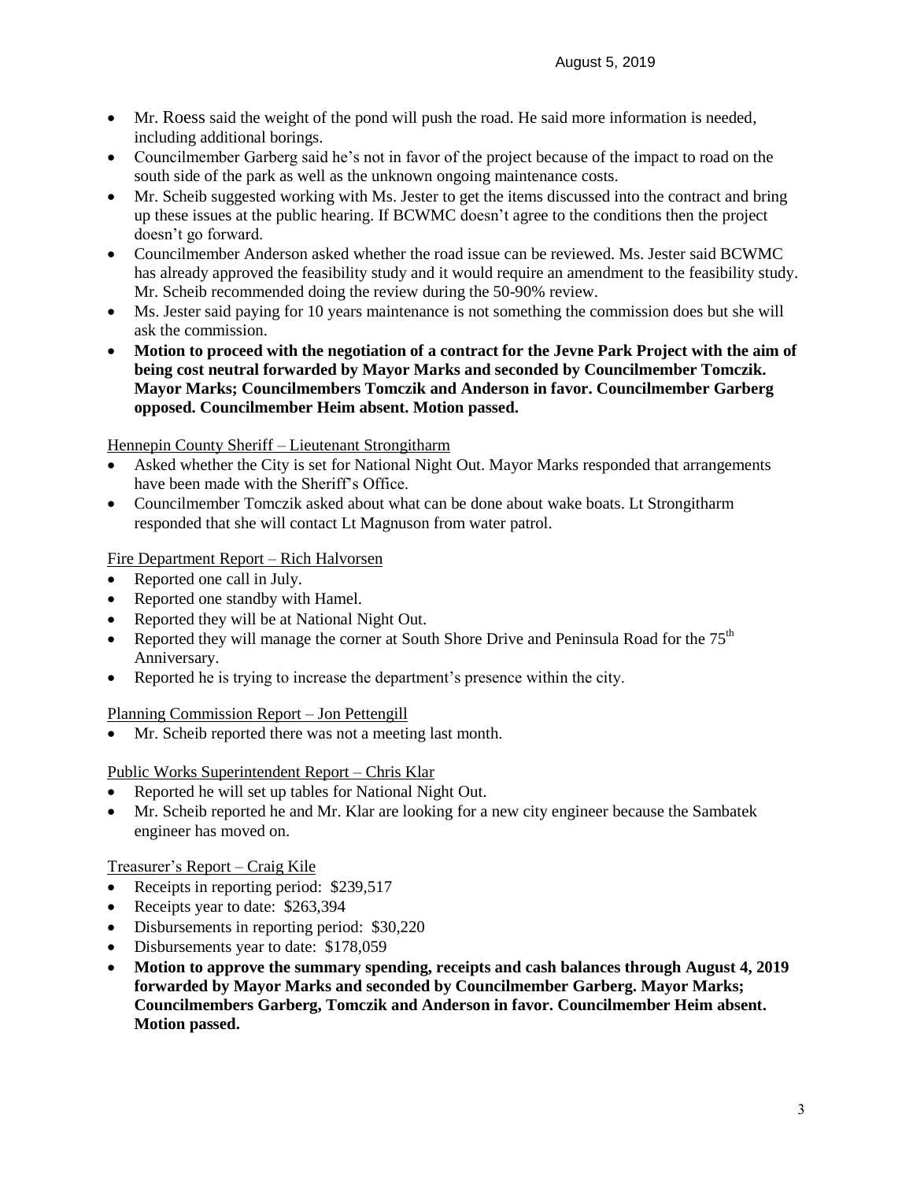- Mr. Roess said the weight of the pond will push the road. He said more information is needed, including additional borings.
- Councilmember Garberg said he's not in favor of the project because of the impact to road on the south side of the park as well as the unknown ongoing maintenance costs.
- Mr. Scheib suggested working with Ms. Jester to get the items discussed into the contract and bring up these issues at the public hearing. If BCWMC doesn't agree to the conditions then the project doesn't go forward.
- Councilmember Anderson asked whether the road issue can be reviewed. Ms. Jester said BCWMC has already approved the feasibility study and it would require an amendment to the feasibility study. Mr. Scheib recommended doing the review during the 50-90% review.
- Ms. Jester said paying for 10 years maintenance is not something the commission does but she will ask the commission.
- **Motion to proceed with the negotiation of a contract for the Jevne Park Project with the aim of being cost neutral forwarded by Mayor Marks and seconded by Councilmember Tomczik. Mayor Marks; Councilmembers Tomczik and Anderson in favor. Councilmember Garberg opposed. Councilmember Heim absent. Motion passed.**

Hennepin County Sheriff – Lieutenant Strongitharm

- Asked whether the City is set for National Night Out. Mayor Marks responded that arrangements have been made with the Sheriff's Office.
- Councilmember Tomczik asked about what can be done about wake boats. Lt Strongitharm responded that she will contact Lt Magnuson from water patrol.

Fire Department Report – Rich Halvorsen

- Reported one call in July.
- Reported one standby with Hamel.
- Reported they will be at National Night Out.
- Reported they will manage the corner at South Shore Drive and Peninsula Road for the 75th Anniversary.
- Reported he is trying to increase the department's presence within the city.

Planning Commission Report – Jon Pettengill

- Mr. Scheib reported there was not a meeting last month.

Public Works Superintendent Report – Chris Klar

- Reported he will set up tables for National Night Out.
- Mr. Scheib reported he and Mr. Klar are looking for a new city engineer because the Sambatek engineer has moved on.

Treasurer's Report – Craig Kile

- Receipts in reporting period: $239,517
- Receipts year to date: $263,394
- Disbursements in reporting period: $30,220
- Disbursements year to date: $178,059
- **Motion to approve the summary spending, receipts and cash balances through August 4, 2019 forwarded by Mayor Marks and seconded by Councilmember Garberg. Mayor Marks; Councilmembers Garberg, Tomczik and Anderson in favor. Councilmember Heim absent. Motion passed.**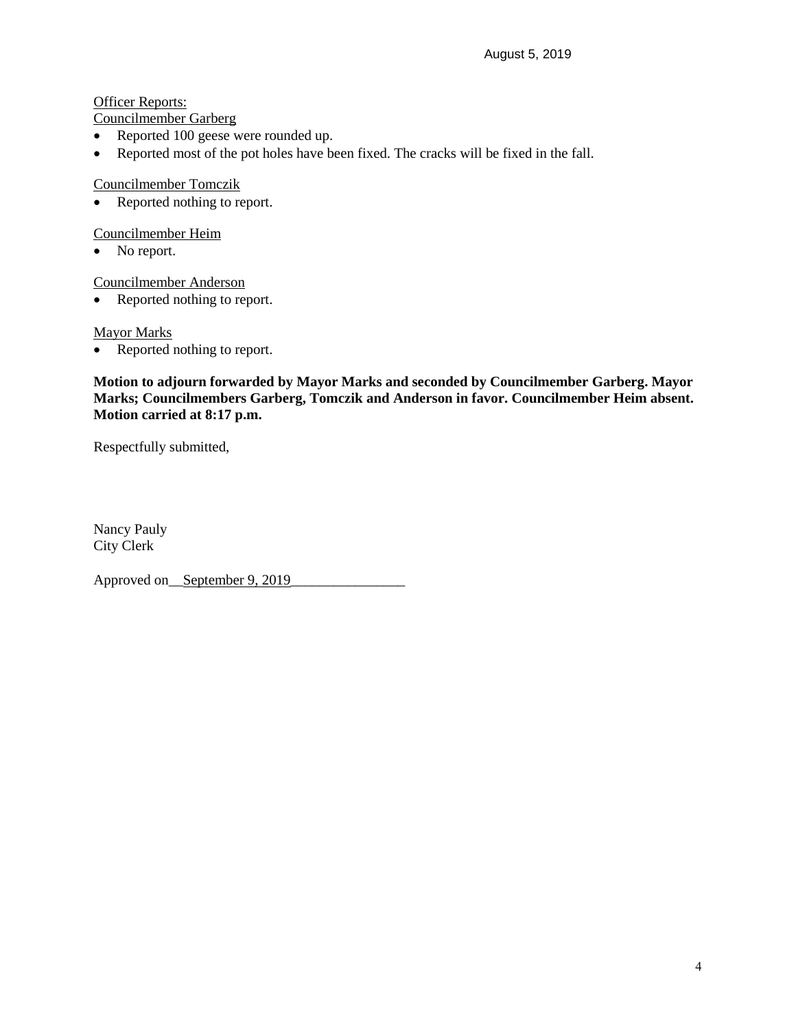Officer Reports:

Councilmember Garberg

- Reported 100 geese were rounded up.
- Reported most of the pot holes have been fixed. The cracks will be fixed in the fall.

Councilmember Tomczik

- Reported nothing to report.

Councilmember Heim

- No report.

Councilmember Anderson

- Reported nothing to report.

Mayor Marks

- Reported nothing to report.

**Motion to adjourn forwarded by Mayor Marks and seconded by Councilmember Garberg. Mayor Marks; Councilmembers Garberg, Tomczik and Anderson in favor. Councilmember Heim absent. Motion carried at 8:17 p.m.**

Respectfully submitted,

Nancy Pauly
City Clerk

Approved on__September 9, 2019________________